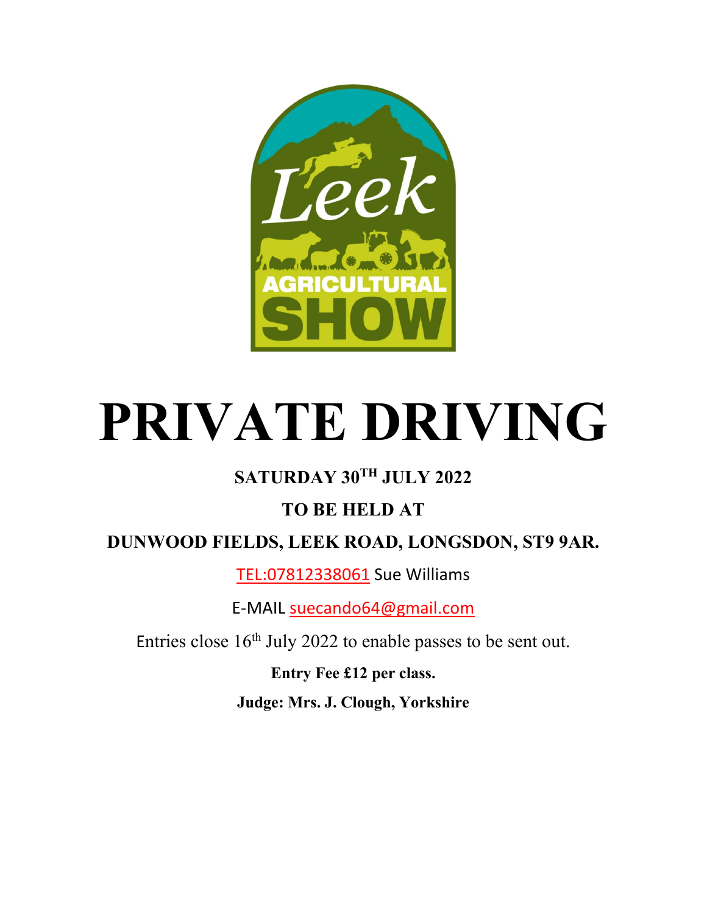Leek AGRICULTURAL SHOW

# PRIVATE DRIVING

**SATURDAY 30TH JULY 2022**

**TO BE HELD AT**

**DUNWOOD FIELDS, LEEK ROAD, LONGSDON, ST9 9AR.**

TEL:07812338061 Sue Williams

E-MAIL suecando64@gmail.com

Entries close 16th July 2022 to enable passes to be sent out.

**Entry Fee £12 per class.**

**Judge: Mrs. J. Clough, Yorkshire**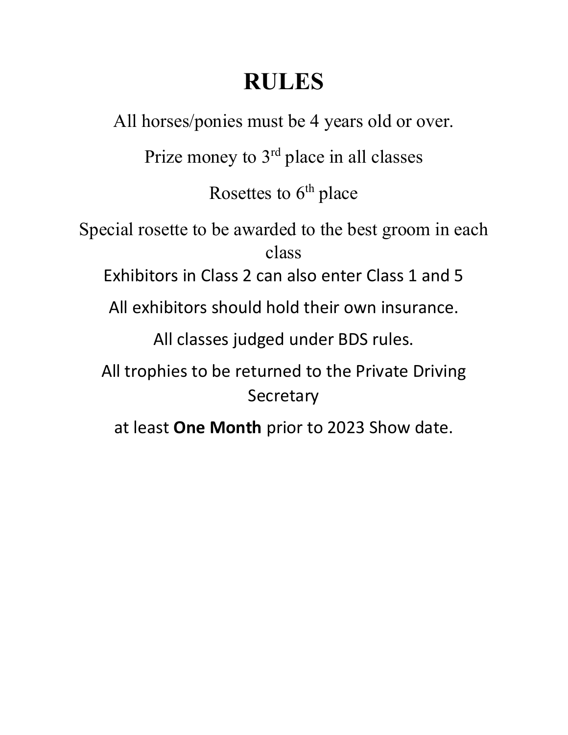# RULES

All horses/ponies must be 4 years old or over.

Prize money to 3rd place in all classes

Rosettes to 6th place

Special rosette to be awarded to the best groom in each class

Exhibitors in Class 2 can also enter Class 1 and 5

All exhibitors should hold their own insurance.

All classes judged under BDS rules.

All trophies to be returned to the Private Driving Secretary

at least **One Month** prior to 2023 Show date.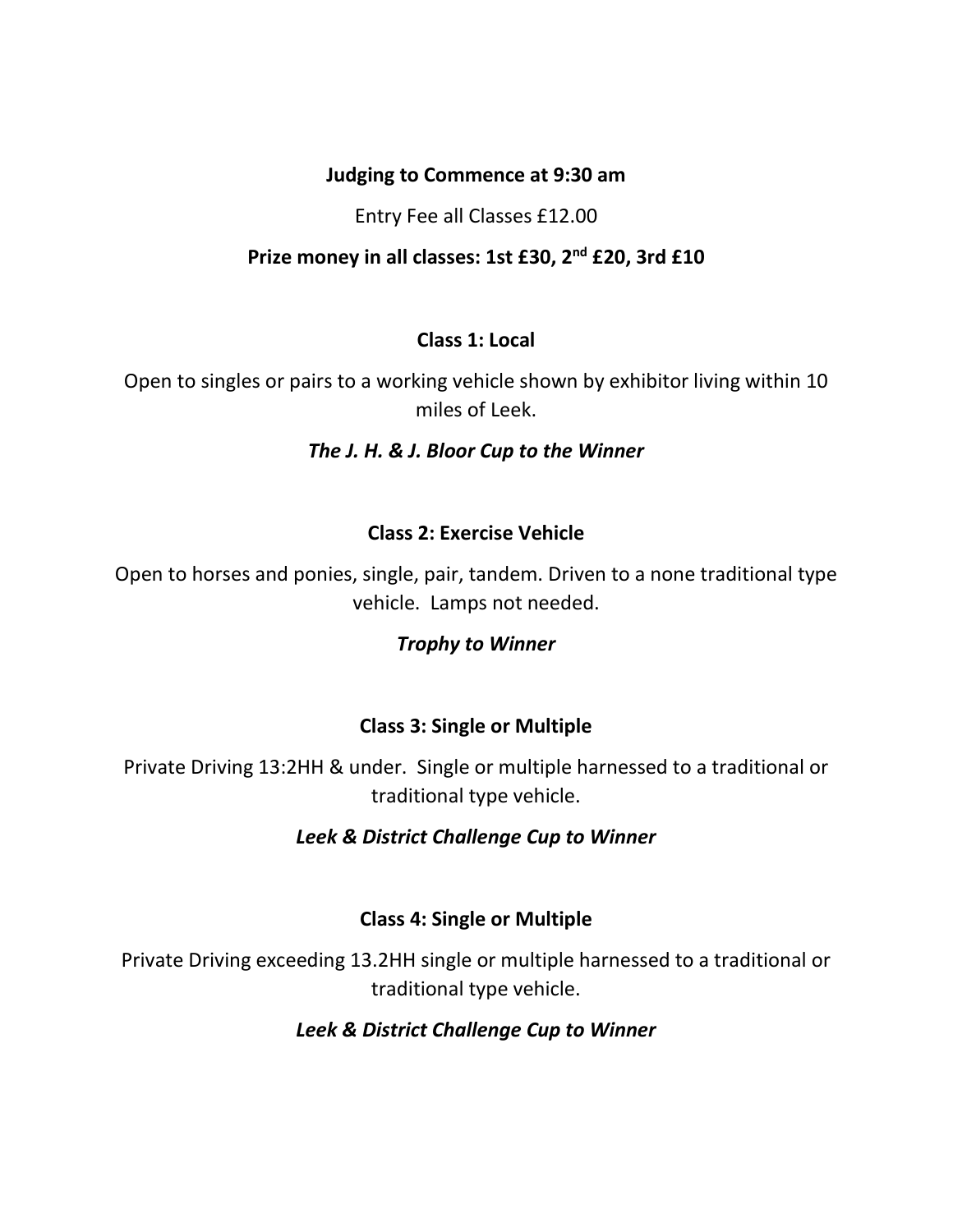**Judging to Commence at 9:30 am**

Entry Fee all Classes £12.00

**Prize money in all classes: 1st £30, 2nd £20, 3rd £10**

**Class 1: Local**

Open to singles or pairs to a working vehicle shown by exhibitor living within 10 miles of Leek.

***The J. H. & J. Bloor Cup to the Winner***

**Class 2: Exercise Vehicle**

Open to horses and ponies, single, pair, tandem. Driven to a none traditional type vehicle. Lamps not needed.

***Trophy to Winner***

**Class 3: Single or Multiple**

Private Driving 13:2HH & under. Single or multiple harnessed to a traditional or traditional type vehicle.

***Leek & District Challenge Cup to Winner***

**Class 4: Single or Multiple**

Private Driving exceeding 13.2HH single or multiple harnessed to a traditional or traditional type vehicle.

***Leek & District Challenge Cup to Winner***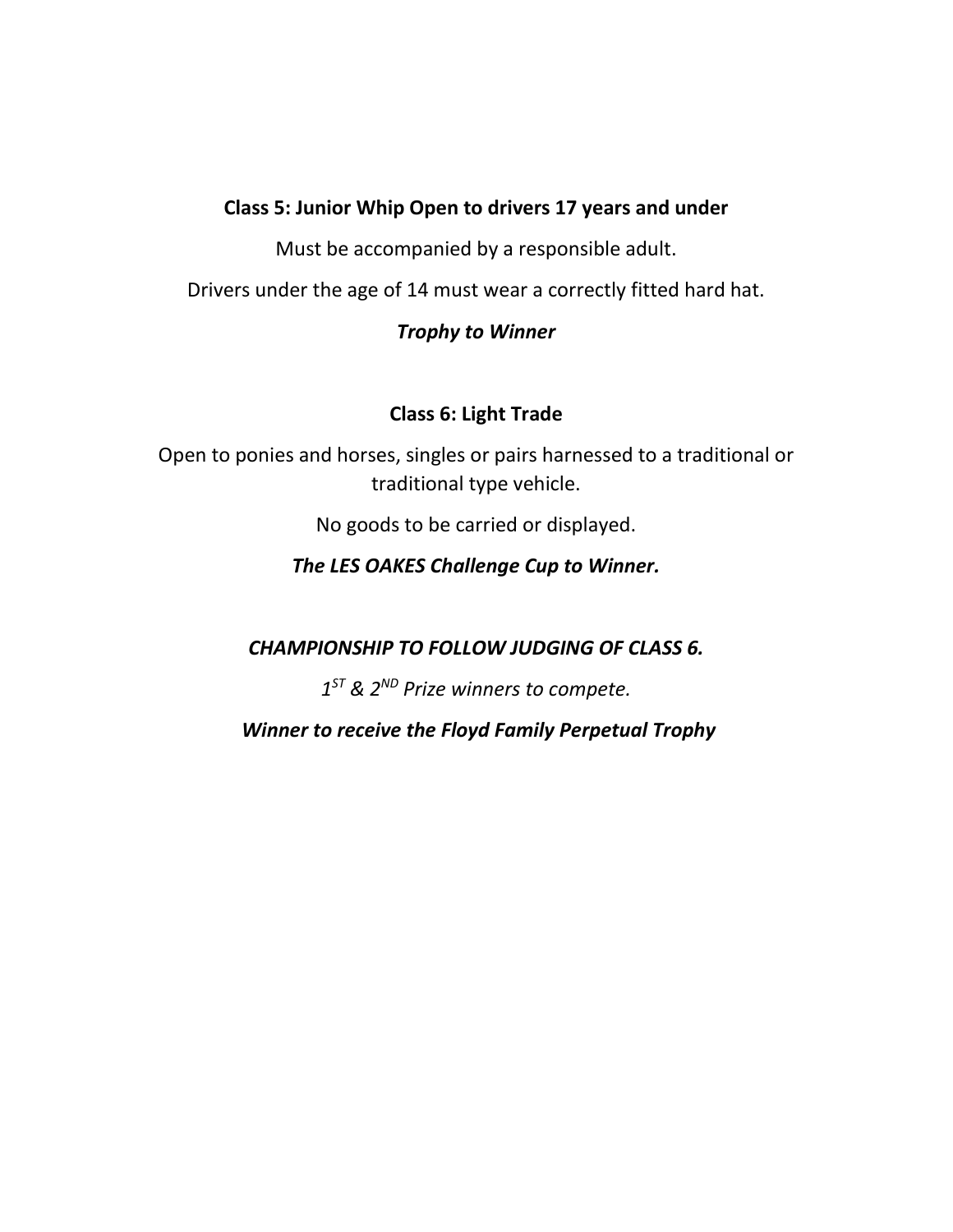**Class 5: Junior Whip Open to drivers 17 years and under**

Must be accompanied by a responsible adult.

Drivers under the age of 14 must wear a correctly fitted hard hat.

***Trophy to Winner***

**Class 6: Light Trade**

Open to ponies and horses, singles or pairs harnessed to a traditional or traditional type vehicle.

No goods to be carried or displayed.

***The LES OAKES Challenge Cup to Winner.***

***CHAMPIONSHIP TO FOLLOW JUDGING OF CLASS 6.***

*1ST & 2ND Prize winners to compete.*

***Winner to receive the Floyd Family Perpetual Trophy***